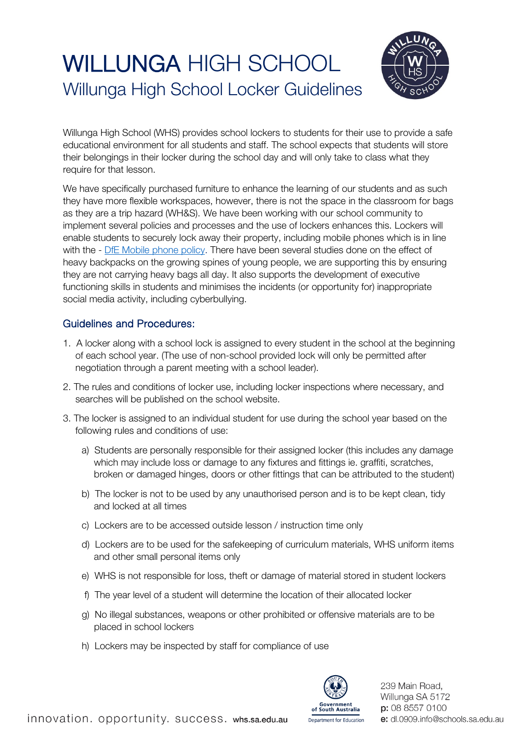# WILLUNGA HIGH SCHOOL
## Willunga High School Locker Guidelines

Willunga High School (WHS) provides school lockers to students for their use to provide a safe educational environment for all students and staff. The school expects that students will store their belongings in their locker during the school day and will only take to class what they require for that lesson.

We have specifically purchased furniture to enhance the learning of our students and as such they have more flexible workspaces, however, there is not the space in the classroom for bags as they are a trip hazard (WH&S). We have been working with our school community to implement several policies and processes and the use of lockers enhances this. Lockers will enable students to securely lock away their property, including mobile phones which is in line with the - DfE Mobile phone policy. There have been several studies done on the effect of heavy backpacks on the growing spines of young people, we are supporting this by ensuring they are not carrying heavy bags all day. It also supports the development of executive functioning skills in students and minimises the incidents (or opportunity for) inappropriate social media activity, including cyberbullying.

### Guidelines and Procedures:

1. A locker along with a school lock is assigned to every student in the school at the beginning of each school year. (The use of non-school provided lock will only be permitted after negotiation through a parent meeting with a school leader).

2. The rules and conditions of locker use, including locker inspections where necessary, and searches will be published on the school website.

3. The locker is assigned to an individual student for use during the school year based on the following rules and conditions of use:

   a) Students are personally responsible for their assigned locker (this includes any damage which may include loss or damage to any fixtures and fittings ie. graffiti, scratches, broken or damaged hinges, doors or other fittings that can be attributed to the student)

   b) The locker is not to be used by any unauthorised person and is to be kept clean, tidy and locked at all times

   c) Lockers are to be accessed outside lesson / instruction time only

   d) Lockers are to be used for the safekeeping of curriculum materials, WHS uniform items and other small personal items only

   e) WHS is not responsible for loss, theft or damage of material stored in student lockers

   f) The year level of a student will determine the location of their allocated locker

   g) No illegal substances, weapons or other prohibited or offensive materials are to be placed in school lockers

   h) Lockers may be inspected by staff for compliance of use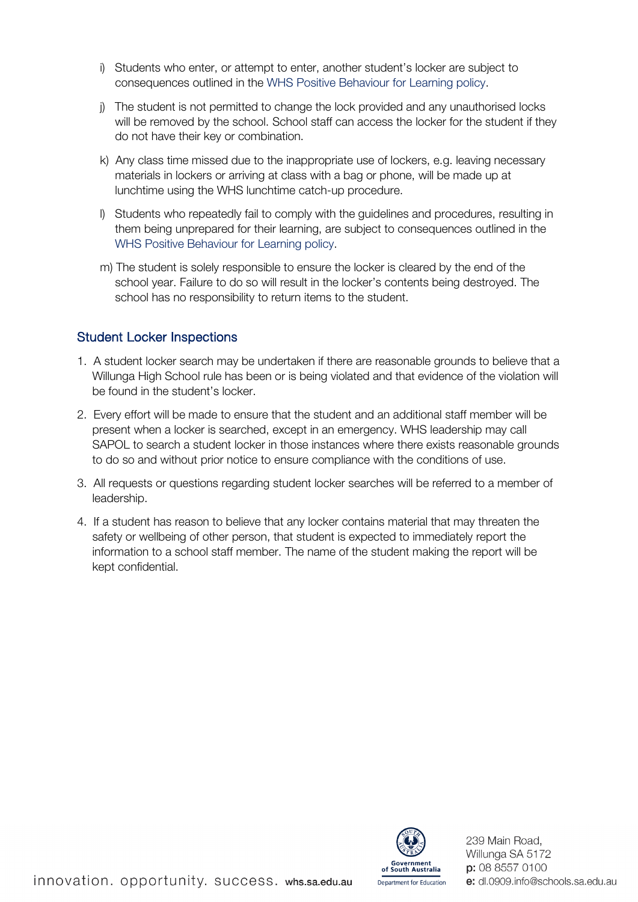i) Students who enter, or attempt to enter, another student's locker are subject to consequences outlined in the WHS Positive Behaviour for Learning policy.

j) The student is not permitted to change the lock provided and any unauthorised locks will be removed by the school. School staff can access the locker for the student if they do not have their key or combination.

k) Any class time missed due to the inappropriate use of lockers, e.g. leaving necessary materials in lockers or arriving at class with a bag or phone, will be made up at lunchtime using the WHS lunchtime catch-up procedure.

l) Students who repeatedly fail to comply with the guidelines and procedures, resulting in them being unprepared for their learning, are subject to consequences outlined in the WHS Positive Behaviour for Learning policy.

m) The student is solely responsible to ensure the locker is cleared by the end of the school year. Failure to do so will result in the locker's contents being destroyed. The school has no responsibility to return items to the student.

## Student Locker Inspections

1. A student locker search may be undertaken if there are reasonable grounds to believe that a Willunga High School rule has been or is being violated and that evidence of the violation will be found in the student's locker.
2. Every effort will be made to ensure that the student and an additional staff member will be present when a locker is searched, except in an emergency. WHS leadership may call SAPOL to search a student locker in those instances where there exists reasonable grounds to do so and without prior notice to ensure compliance with the conditions of use.
3. All requests or questions regarding student locker searches will be referred to a member of leadership.
4. If a student has reason to believe that any locker contains material that may threaten the safety or wellbeing of other person, that student is expected to immediately report the information to a school staff member. The name of the student making the report will be kept confidential.

innovation. opportunity. success. whs.sa.edu.au

Government of South Australia
Department for Education

239 Main Road,
Willunga SA 5172
**p:** 08 8557 0100
**e:** dl.0909.info@schools.sa.edu.au